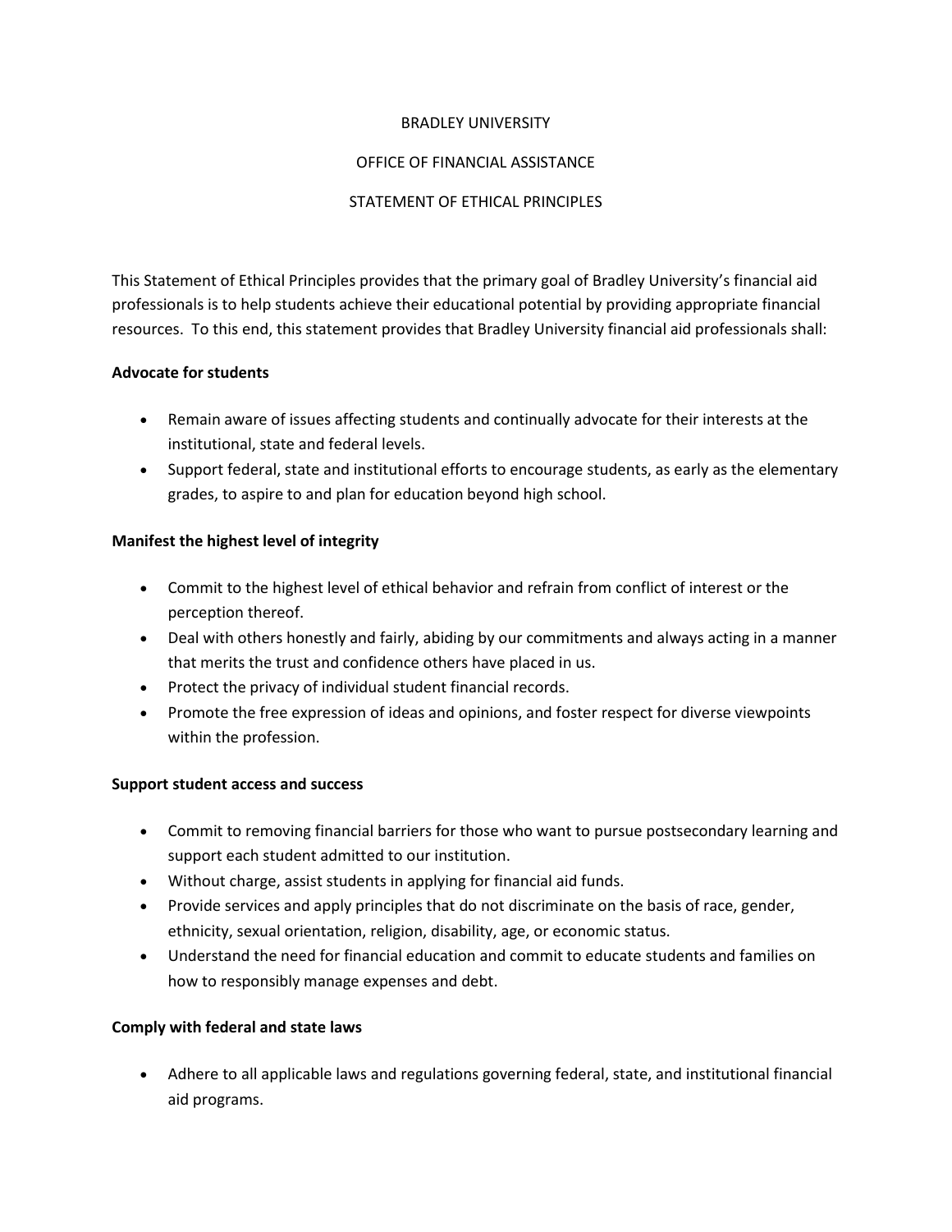# BRADLEY UNIVERSITY

## OFFICE OF FINANCIAL ASSISTANCE

## STATEMENT OF ETHICAL PRINCIPLES

This Statement of Ethical Principles provides that the primary goal of Bradley University's financial aid professionals is to help students achieve their educational potential by providing appropriate financial resources. To this end, this statement provides that Bradley University financial aid professionals shall:

**Advocate for students**

- Remain aware of issues affecting students and continually advocate for their interests at the institutional, state and federal levels.
- Support federal, state and institutional efforts to encourage students, as early as the elementary grades, to aspire to and plan for education beyond high school.

**Manifest the highest level of integrity**

- Commit to the highest level of ethical behavior and refrain from conflict of interest or the perception thereof.
- Deal with others honestly and fairly, abiding by our commitments and always acting in a manner that merits the trust and confidence others have placed in us.
- Protect the privacy of individual student financial records.
- Promote the free expression of ideas and opinions, and foster respect for diverse viewpoints within the profession.

**Support student access and success**

- Commit to removing financial barriers for those who want to pursue postsecondary learning and support each student admitted to our institution.
- Without charge, assist students in applying for financial aid funds.
- Provide services and apply principles that do not discriminate on the basis of race, gender, ethnicity, sexual orientation, religion, disability, age, or economic status.
- Understand the need for financial education and commit to educate students and families on how to responsibly manage expenses and debt.

**Comply with federal and state laws**

- Adhere to all applicable laws and regulations governing federal, state, and institutional financial aid programs.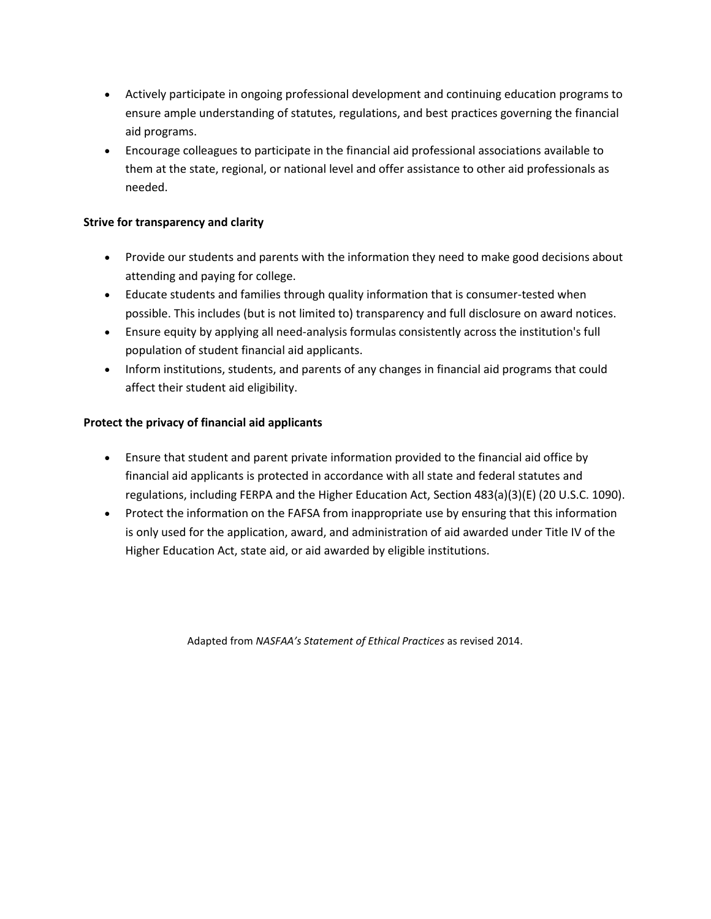- Actively participate in ongoing professional development and continuing education programs to ensure ample understanding of statutes, regulations, and best practices governing the financial aid programs.
- Encourage colleagues to participate in the financial aid professional associations available to them at the state, regional, or national level and offer assistance to other aid professionals as needed.

**Strive for transparency and clarity**

- Provide our students and parents with the information they need to make good decisions about attending and paying for college.
- Educate students and families through quality information that is consumer-tested when possible. This includes (but is not limited to) transparency and full disclosure on award notices.
- Ensure equity by applying all need-analysis formulas consistently across the institution's full population of student financial aid applicants.
- Inform institutions, students, and parents of any changes in financial aid programs that could affect their student aid eligibility.

**Protect the privacy of financial aid applicants**

- Ensure that student and parent private information provided to the financial aid office by financial aid applicants is protected in accordance with all state and federal statutes and regulations, including FERPA and the Higher Education Act, Section 483(a)(3)(E) (20 U.S.C. 1090).
- Protect the information on the FAFSA from inappropriate use by ensuring that this information is only used for the application, award, and administration of aid awarded under Title IV of the Higher Education Act, state aid, or aid awarded by eligible institutions.

Adapted from *NASFAA's Statement of Ethical Practices* as revised 2014.